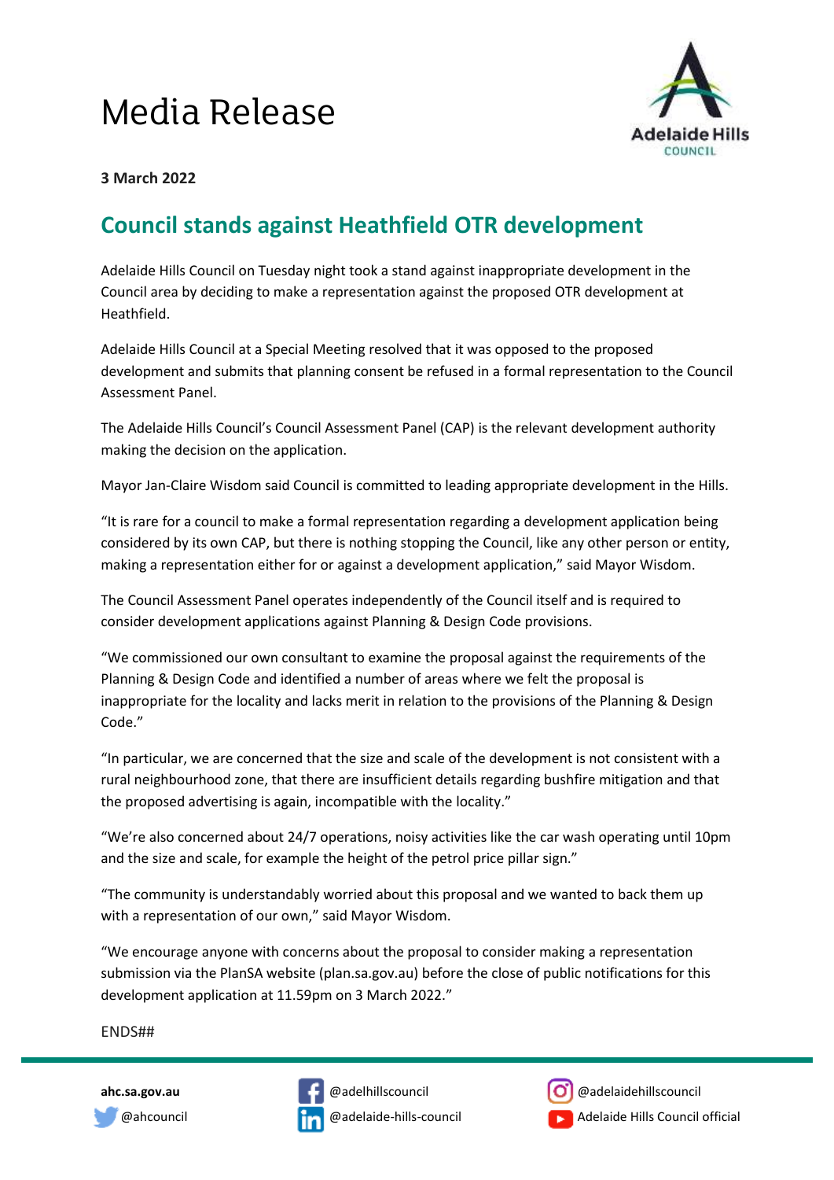# Media Release

**3 March 2022**

## Council stands against Heathfield OTR development

Adelaide Hills Council on Tuesday night took a stand against inappropriate development in the Council area by deciding to make a representation against the proposed OTR development at Heathfield.

Adelaide Hills Council at a Special Meeting resolved that it was opposed to the proposed development and submits that planning consent be refused in a formal representation to the Council Assessment Panel.

The Adelaide Hills Council's Council Assessment Panel (CAP) is the relevant development authority making the decision on the application.

Mayor Jan-Claire Wisdom said Council is committed to leading appropriate development in the Hills.

"It is rare for a council to make a formal representation regarding a development application being considered by its own CAP, but there is nothing stopping the Council, like any other person or entity, making a representation either for or against a development application," said Mayor Wisdom.

The Council Assessment Panel operates independently of the Council itself and is required to consider development applications against Planning & Design Code provisions.

"We commissioned our own consultant to examine the proposal against the requirements of the Planning & Design Code and identified a number of areas where we felt the proposal is inappropriate for the locality and lacks merit in relation to the provisions of the Planning & Design Code."

"In particular, we are concerned that the size and scale of the development is not consistent with a rural neighbourhood zone, that there are insufficient details regarding bushfire mitigation and that the proposed advertising is again, incompatible with the locality."

"We're also concerned about 24/7 operations, noisy activities like the car wash operating until 10pm and the size and scale, for example the height of the petrol price pillar sign."

"The community is understandably worried about this proposal and we wanted to back them up with a representation of our own," said Mayor Wisdom.

"We encourage anyone with concerns about the proposal to consider making a representation submission via the PlanSA website (plan.sa.gov.au) before the close of public notifications for this development application at 11.59pm on 3 March 2022."

ENDS##

**ahc.sa.gov.au** @ahcouncil @adelhillscouncil @adelaide-hills-council @adelaidehillscouncil Adelaide Hills Council official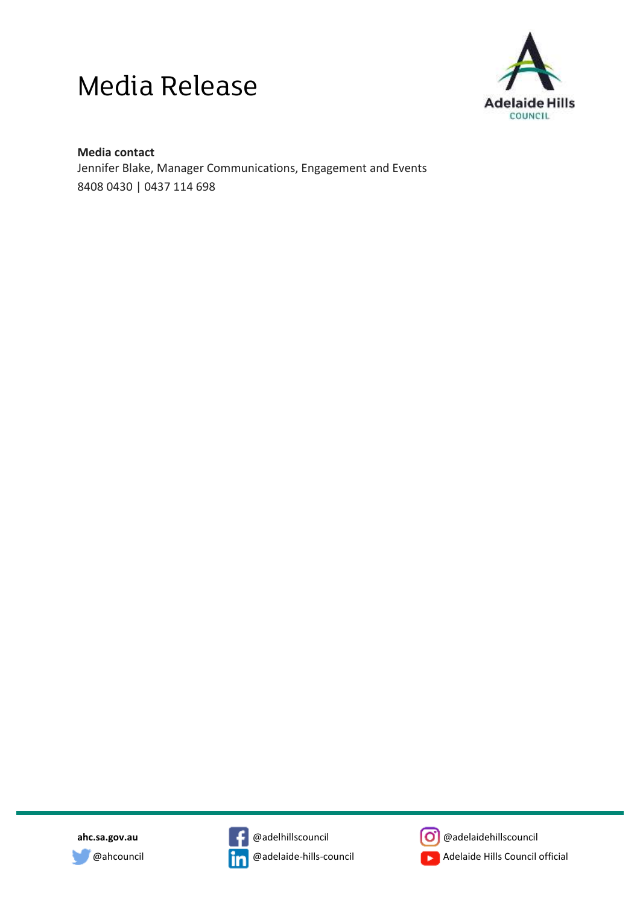# Media Release

**Media contact**

Jennifer Blake, Manager Communications, Engagement and Events

8408 0430 | 0437 114 698

**ahc.sa.gov.au**

@ahcouncil

@adelhillscouncil

@adelaide-hills-council

@adelaidehillscouncil

Adelaide Hills Council official